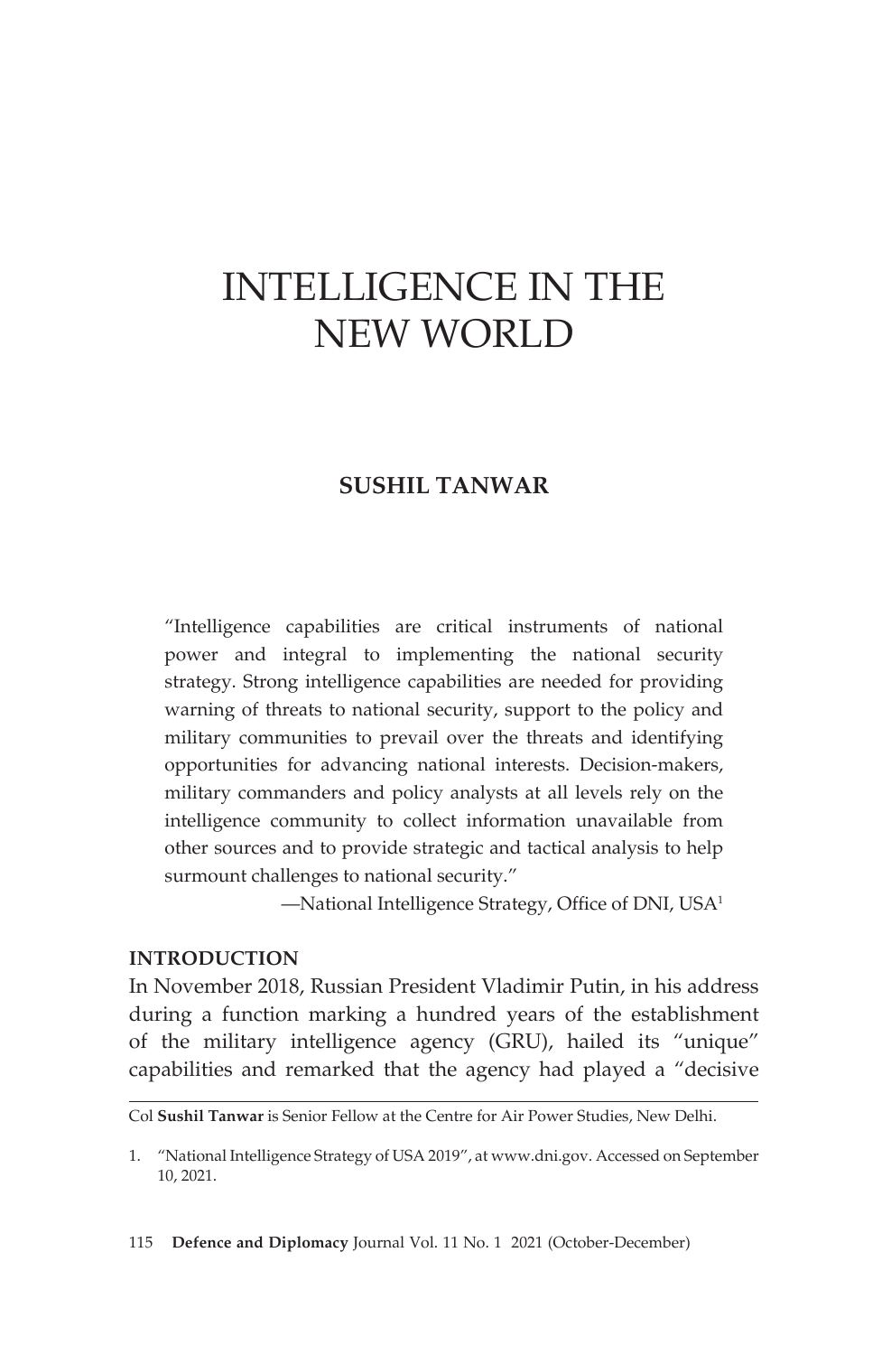# INTELLIGENCE IN THE NEW WORLD

**SUSHIL TANWAR**

> "Intelligence capabilities are critical instruments of national power and integral to implementing the national security strategy. Strong intelligence capabilities are needed for providing warning of threats to national security, support to the policy and military communities to prevail over the threats and identifying opportunities for advancing national interests. Decision-makers, military commanders and policy analysts at all levels rely on the intelligence community to collect information unavailable from other sources and to provide strategic and tactical analysis to help surmount challenges to national security."
>
> —National Intelligence Strategy, Office of DNI, USA[1]

## INTRODUCTION

In November 2018, Russian President Vladimir Putin, in his address during a function marking a hundred years of the establishment of the military intelligence agency (GRU), hailed its "unique" capabilities and remarked that the agency had played a "decisive

---

Col **Sushil Tanwar** is Senior Fellow at the Centre for Air Power Studies, New Delhi.

1. "National Intelligence Strategy of USA 2019", at www.dni.gov. Accessed on September 10, 2021.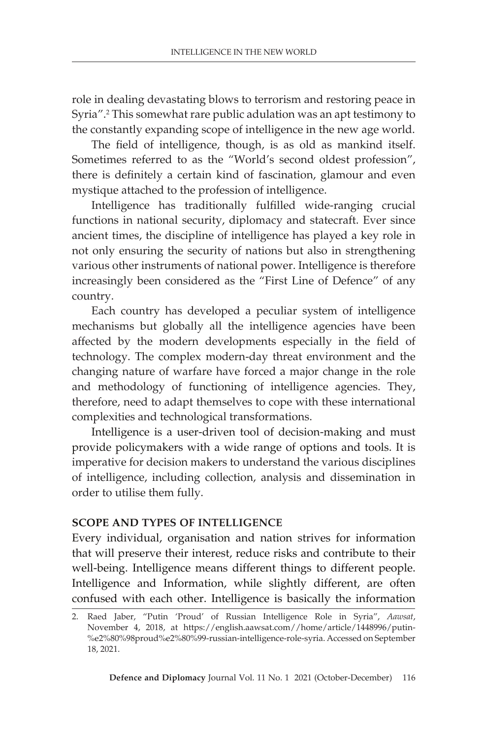role in dealing devastating blows to terrorism and restoring peace in Syria".[2] This somewhat rare public adulation was an apt testimony to the constantly expanding scope of intelligence in the new age world.

The field of intelligence, though, is as old as mankind itself. Sometimes referred to as the "World's second oldest profession", there is definitely a certain kind of fascination, glamour and even mystique attached to the profession of intelligence.

Intelligence has traditionally fulfilled wide-ranging crucial functions in national security, diplomacy and statecraft. Ever since ancient times, the discipline of intelligence has played a key role in not only ensuring the security of nations but also in strengthening various other instruments of national power. Intelligence is therefore increasingly been considered as the "First Line of Defence" of any country.

Each country has developed a peculiar system of intelligence mechanisms but globally all the intelligence agencies have been affected by the modern developments especially in the field of technology. The complex modern-day threat environment and the changing nature of warfare have forced a major change in the role and methodology of functioning of intelligence agencies. They, therefore, need to adapt themselves to cope with these international complexities and technological transformations.

Intelligence is a user-driven tool of decision-making and must provide policymakers with a wide range of options and tools. It is imperative for decision makers to understand the various disciplines of intelligence, including collection, analysis and dissemination in order to utilise them fully.

## SCOPE AND TYPES OF INTELLIGENCE

Every individual, organisation and nation strives for information that will preserve their interest, reduce risks and contribute to their well-being. Intelligence means different things to different people. Intelligence and Information, while slightly different, are often confused with each other. Intelligence is basically the information

2. Raed Jaber, "Putin 'Proud' of Russian Intelligence Role in Syria", *Aawsat*, November 4, 2018, at https://english.aawsat.com//home/article/1448996/putin-%e2%80%98proud%e2%80%99-russian-intelligence-role-syria. Accessed on September 18, 2021.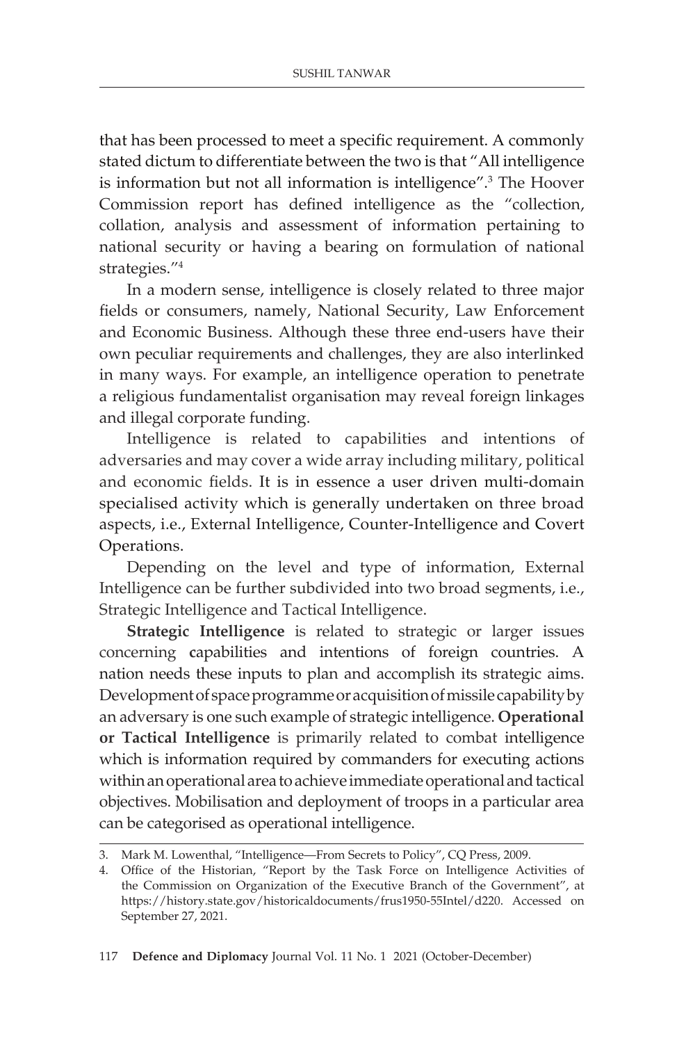that has been processed to meet a specific requirement. A commonly stated dictum to differentiate between the two is that "All intelligence is information but not all information is intelligence".[3] The Hoover Commission report has defined intelligence as the "collection, collation, analysis and assessment of information pertaining to national security or having a bearing on formulation of national strategies."[4]

In a modern sense, intelligence is closely related to three major fields or consumers, namely, National Security, Law Enforcement and Economic Business. Although these three end-users have their own peculiar requirements and challenges, they are also interlinked in many ways. For example, an intelligence operation to penetrate a religious fundamentalist organisation may reveal foreign linkages and illegal corporate funding.

Intelligence is related to capabilities and intentions of adversaries and may cover a wide array including military, political and economic fields. It is in essence a user driven multi-domain specialised activity which is generally undertaken on three broad aspects, i.e., External Intelligence, Counter-Intelligence and Covert Operations.

Depending on the level and type of information, External Intelligence can be further subdivided into two broad segments, i.e., Strategic Intelligence and Tactical Intelligence.

**Strategic Intelligence** is related to strategic or larger issues concerning capabilities and intentions of foreign countries. A nation needs these inputs to plan and accomplish its strategic aims. Development of space programme or acquisition of missile capability by an adversary is one such example of strategic intelligence. **Operational or Tactical Intelligence** is primarily related to combat intelligence which is information required by commanders for executing actions within an operational area to achieve immediate operational and tactical objectives. Mobilisation and deployment of troops in a particular area can be categorised as operational intelligence.

---

3. Mark M. Lowenthal, "Intelligence—From Secrets to Policy", CQ Press, 2009.
4. Office of the Historian, "Report by the Task Force on Intelligence Activities of the Commission on Organization of the Executive Branch of the Government", at https://history.state.gov/historicaldocuments/frus1950-55Intel/d220. Accessed on September 27, 2021.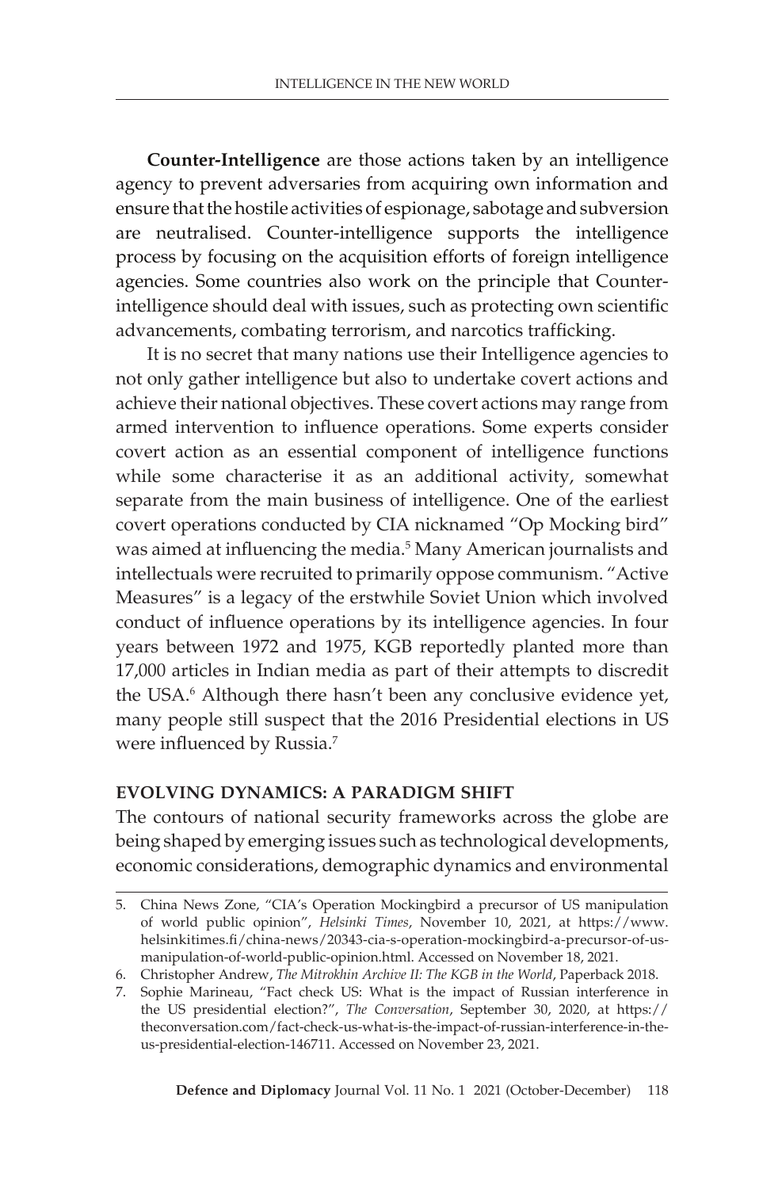**Counter-Intelligence** are those actions taken by an intelligence agency to prevent adversaries from acquiring own information and ensure that the hostile activities of espionage, sabotage and subversion are neutralised. Counter-intelligence supports the intelligence process by focusing on the acquisition efforts of foreign intelligence agencies. Some countries also work on the principle that Counter-intelligence should deal with issues, such as protecting own scientific advancements, combating terrorism, and narcotics trafficking.

It is no secret that many nations use their Intelligence agencies to not only gather intelligence but also to undertake covert actions and achieve their national objectives. These covert actions may range from armed intervention to influence operations. Some experts consider covert action as an essential component of intelligence functions while some characterise it as an additional activity, somewhat separate from the main business of intelligence. One of the earliest covert operations conducted by CIA nicknamed "Op Mocking bird" was aimed at influencing the media.[5] Many American journalists and intellectuals were recruited to primarily oppose communism. "Active Measures" is a legacy of the erstwhile Soviet Union which involved conduct of influence operations by its intelligence agencies. In four years between 1972 and 1975, KGB reportedly planted more than 17,000 articles in Indian media as part of their attempts to discredit the USA.[6] Although there hasn't been any conclusive evidence yet, many people still suspect that the 2016 Presidential elections in US were influenced by Russia.[7]

## EVOLVING DYNAMICS: A PARADIGM SHIFT

The contours of national security frameworks across the globe are being shaped by emerging issues such as technological developments, economic considerations, demographic dynamics and environmental

---

5. China News Zone, "CIA's Operation Mockingbird a precursor of US manipulation of world public opinion", *Helsinki Times*, November 10, 2021, at https://www.helsinkitimes.fi/china-news/20343-cia-s-operation-mockingbird-a-precursor-of-us-manipulation-of-world-public-opinion.html. Accessed on November 18, 2021.
6. Christopher Andrew, *The Mitrokhin Archive II: The KGB in the World*, Paperback 2018.
7. Sophie Marineau, "Fact check US: What is the impact of Russian interference in the US presidential election?", *The Conversation*, September 30, 2020, at https://theconversation.com/fact-check-us-what-is-the-impact-of-russian-interference-in-the-us-presidential-election-146711. Accessed on November 23, 2021.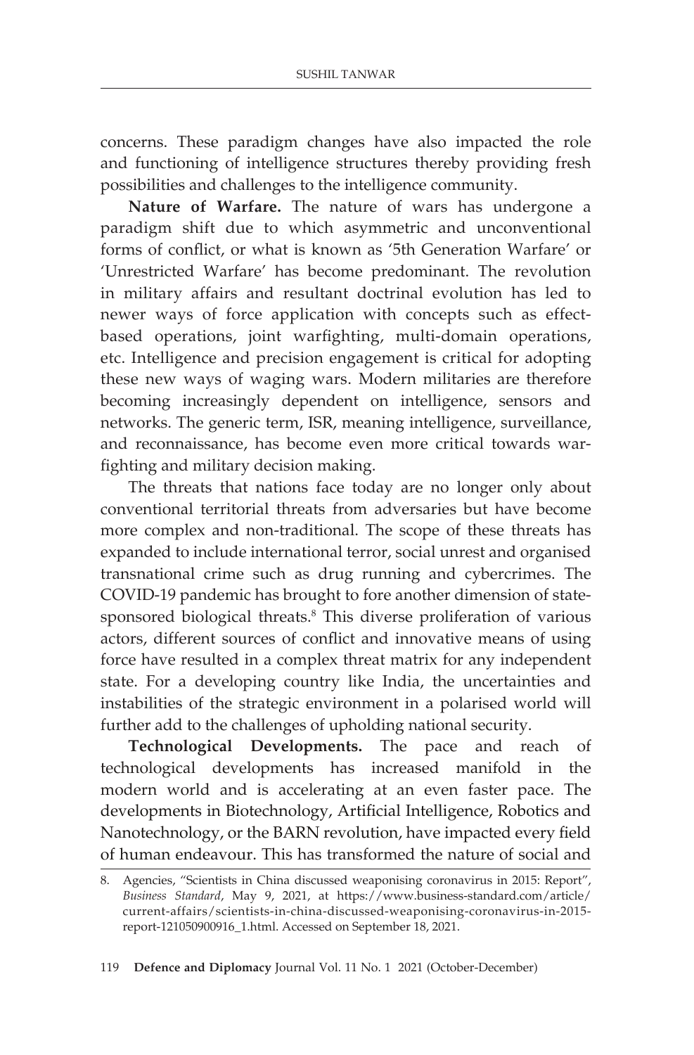concerns. These paradigm changes have also impacted the role and functioning of intelligence structures thereby providing fresh possibilities and challenges to the intelligence community.

**Nature of Warfare.** The nature of wars has undergone a paradigm shift due to which asymmetric and unconventional forms of conflict, or what is known as '5th Generation Warfare' or 'Unrestricted Warfare' has become predominant. The revolution in military affairs and resultant doctrinal evolution has led to newer ways of force application with concepts such as effect-based operations, joint warfighting, multi-domain operations, etc. Intelligence and precision engagement is critical for adopting these new ways of waging wars. Modern militaries are therefore becoming increasingly dependent on intelligence, sensors and networks. The generic term, ISR, meaning intelligence, surveillance, and reconnaissance, has become even more critical towards war-fighting and military decision making.

The threats that nations face today are no longer only about conventional territorial threats from adversaries but have become more complex and non-traditional. The scope of these threats has expanded to include international terror, social unrest and organised transnational crime such as drug running and cybercrimes. The COVID-19 pandemic has brought to fore another dimension of state-sponsored biological threats.[8] This diverse proliferation of various actors, different sources of conflict and innovative means of using force have resulted in a complex threat matrix for any independent state. For a developing country like India, the uncertainties and instabilities of the strategic environment in a polarised world will further add to the challenges of upholding national security.

**Technological Developments.** The pace and reach of technological developments has increased manifold in the modern world and is accelerating at an even faster pace. The developments in Biotechnology, Artificial Intelligence, Robotics and Nanotechnology, or the BARN revolution, have impacted every field of human endeavour. This has transformed the nature of social and

---

8. Agencies, "Scientists in China discussed weaponising coronavirus in 2015: Report", *Business Standard*, May 9, 2021, at https://www.business-standard.com/article/current-affairs/scientists-in-china-discussed-weaponising-coronavirus-in-2015-report-121050900916_1.html. Accessed on September 18, 2021.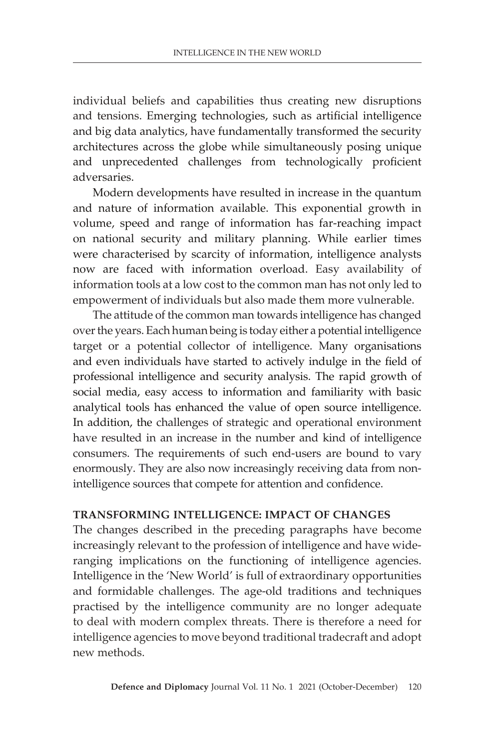individual beliefs and capabilities thus creating new disruptions and tensions. Emerging technologies, such as artificial intelligence and big data analytics, have fundamentally transformed the security architectures across the globe while simultaneously posing unique and unprecedented challenges from technologically proficient adversaries.

Modern developments have resulted in increase in the quantum and nature of information available. This exponential growth in volume, speed and range of information has far-reaching impact on national security and military planning. While earlier times were characterised by scarcity of information, intelligence analysts now are faced with information overload. Easy availability of information tools at a low cost to the common man has not only led to empowerment of individuals but also made them more vulnerable.

The attitude of the common man towards intelligence has changed over the years. Each human being is today either a potential intelligence target or a potential collector of intelligence. Many organisations and even individuals have started to actively indulge in the field of professional intelligence and security analysis. The rapid growth of social media, easy access to information and familiarity with basic analytical tools has enhanced the value of open source intelligence. In addition, the challenges of strategic and operational environment have resulted in an increase in the number and kind of intelligence consumers. The requirements of such end-users are bound to vary enormously. They are also now increasingly receiving data from non-intelligence sources that compete for attention and confidence.

## TRANSFORMING INTELLIGENCE: IMPACT OF CHANGES

The changes described in the preceding paragraphs have become increasingly relevant to the profession of intelligence and have wide-ranging implications on the functioning of intelligence agencies. Intelligence in the 'New World' is full of extraordinary opportunities and formidable challenges. The age-old traditions and techniques practised by the intelligence community are no longer adequate to deal with modern complex threats. There is therefore a need for intelligence agencies to move beyond traditional tradecraft and adopt new methods.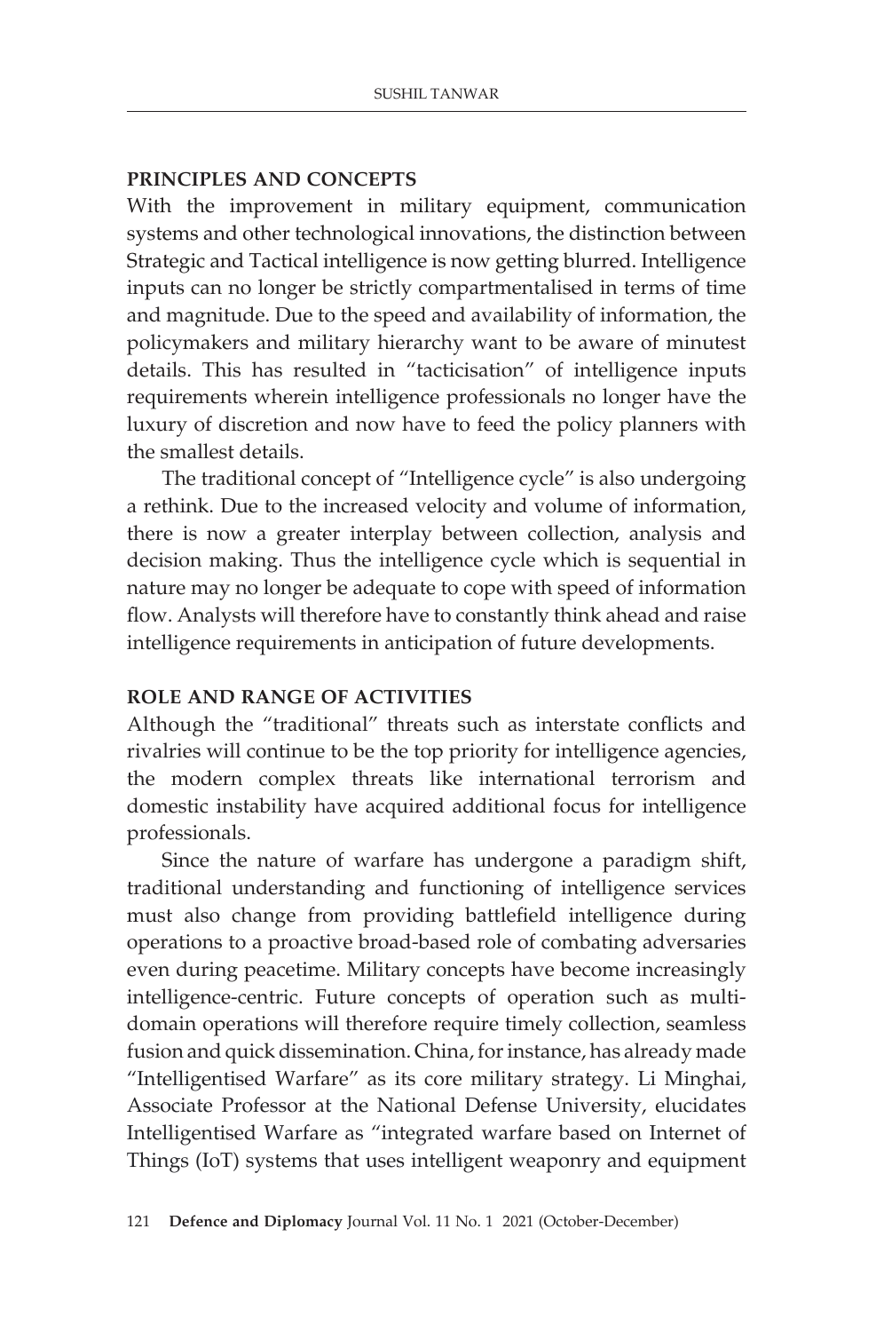## PRINCIPLES AND CONCEPTS

With the improvement in military equipment, communication systems and other technological innovations, the distinction between Strategic and Tactical intelligence is now getting blurred. Intelligence inputs can no longer be strictly compartmentalised in terms of time and magnitude. Due to the speed and availability of information, the policymakers and military hierarchy want to be aware of minutest details. This has resulted in "tacticisation" of intelligence inputs requirements wherein intelligence professionals no longer have the luxury of discretion and now have to feed the policy planners with the smallest details.

The traditional concept of "Intelligence cycle" is also undergoing a rethink. Due to the increased velocity and volume of information, there is now a greater interplay between collection, analysis and decision making. Thus the intelligence cycle which is sequential in nature may no longer be adequate to cope with speed of information flow. Analysts will therefore have to constantly think ahead and raise intelligence requirements in anticipation of future developments.

## ROLE AND RANGE OF ACTIVITIES

Although the "traditional" threats such as interstate conflicts and rivalries will continue to be the top priority for intelligence agencies, the modern complex threats like international terrorism and domestic instability have acquired additional focus for intelligence professionals.

Since the nature of warfare has undergone a paradigm shift, traditional understanding and functioning of intelligence services must also change from providing battlefield intelligence during operations to a proactive broad-based role of combating adversaries even during peacetime. Military concepts have become increasingly intelligence-centric. Future concepts of operation such as multi-domain operations will therefore require timely collection, seamless fusion and quick dissemination. China, for instance, has already made "Intelligentised Warfare" as its core military strategy. Li Minghai, Associate Professor at the National Defense University, elucidates Intelligentised Warfare as "integrated warfare based on Internet of Things (IoT) systems that uses intelligent weaponry and equipment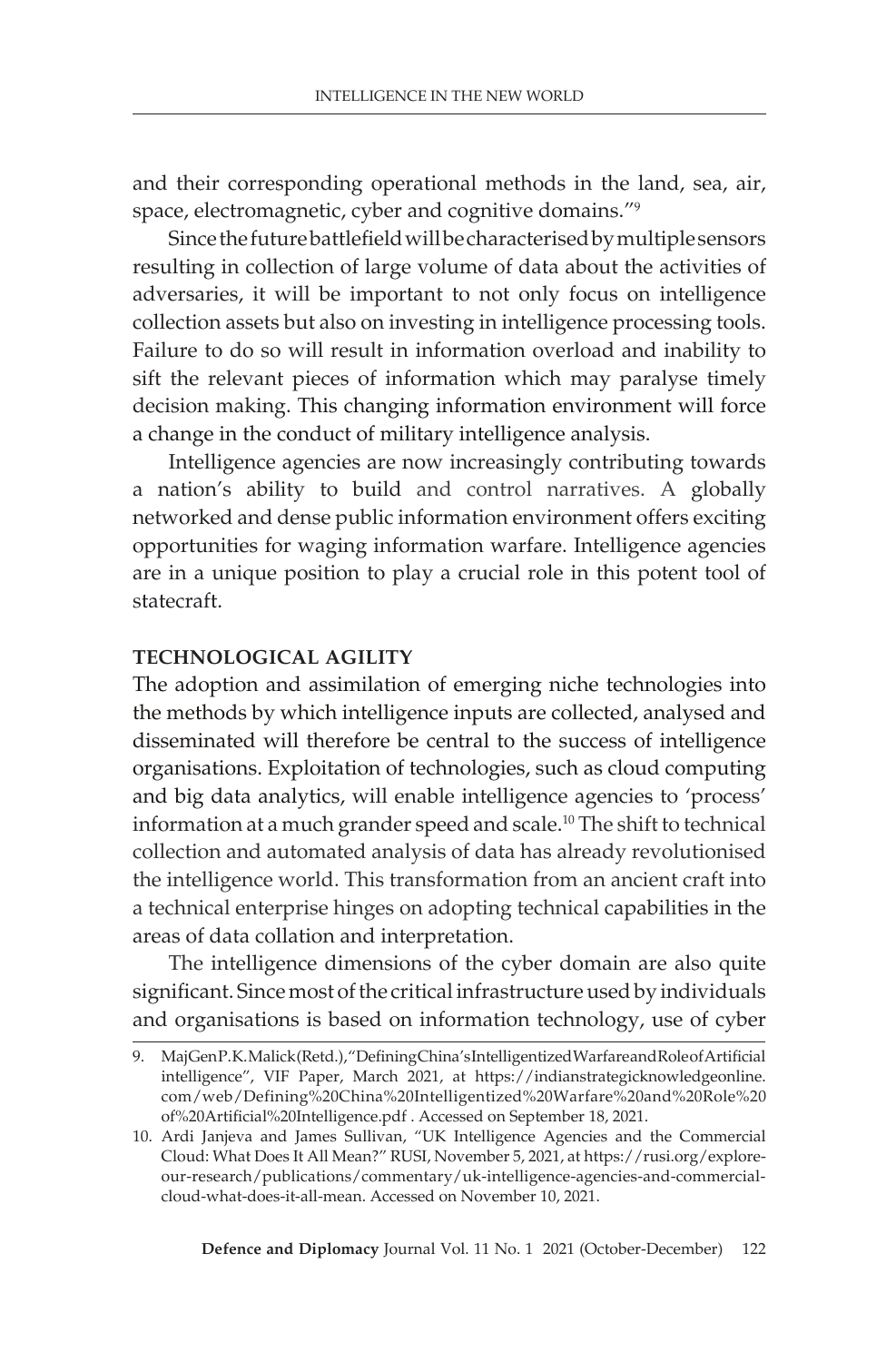and their corresponding operational methods in the land, sea, air, space, electromagnetic, cyber and cognitive domains."[9]

Since the future battlefield will be characterised by multiple sensors resulting in collection of large volume of data about the activities of adversaries, it will be important to not only focus on intelligence collection assets but also on investing in intelligence processing tools. Failure to do so will result in information overload and inability to sift the relevant pieces of information which may paralyse timely decision making. This changing information environment will force a change in the conduct of military intelligence analysis.

Intelligence agencies are now increasingly contributing towards a nation's ability to build and control narratives. A globally networked and dense public information environment offers exciting opportunities for waging information warfare. Intelligence agencies are in a unique position to play a crucial role in this potent tool of statecraft.

## TECHNOLOGICAL AGILITY

The adoption and assimilation of emerging niche technologies into the methods by which intelligence inputs are collected, analysed and disseminated will therefore be central to the success of intelligence organisations. Exploitation of technologies, such as cloud computing and big data analytics, will enable intelligence agencies to 'process' information at a much grander speed and scale.[10] The shift to technical collection and automated analysis of data has already revolutionised the intelligence world. This transformation from an ancient craft into a technical enterprise hinges on adopting technical capabilities in the areas of data collation and interpretation.

The intelligence dimensions of the cyber domain are also quite significant. Since most of the critical infrastructure used by individuals and organisations is based on information technology, use of cyber

---

9. Maj Gen P.K. Malick (Retd.), "Defining China's Intelligentized Warfare and Role of Artificial intelligence", VIF Paper, March 2021, at https://indianstrategicknowledgeonline.com/web/Defining%20China%20Intelligentized%20Warfare%20and%20Role%20of%20Artificial%20Intelligence.pdf . Accessed on September 18, 2021.

10. Ardi Janjeva and James Sullivan, "UK Intelligence Agencies and the Commercial Cloud: What Does It All Mean?" RUSI, November 5, 2021, at https://rusi.org/explore-our-research/publications/commentary/uk-intelligence-agencies-and-commercial-cloud-what-does-it-all-mean. Accessed on November 10, 2021.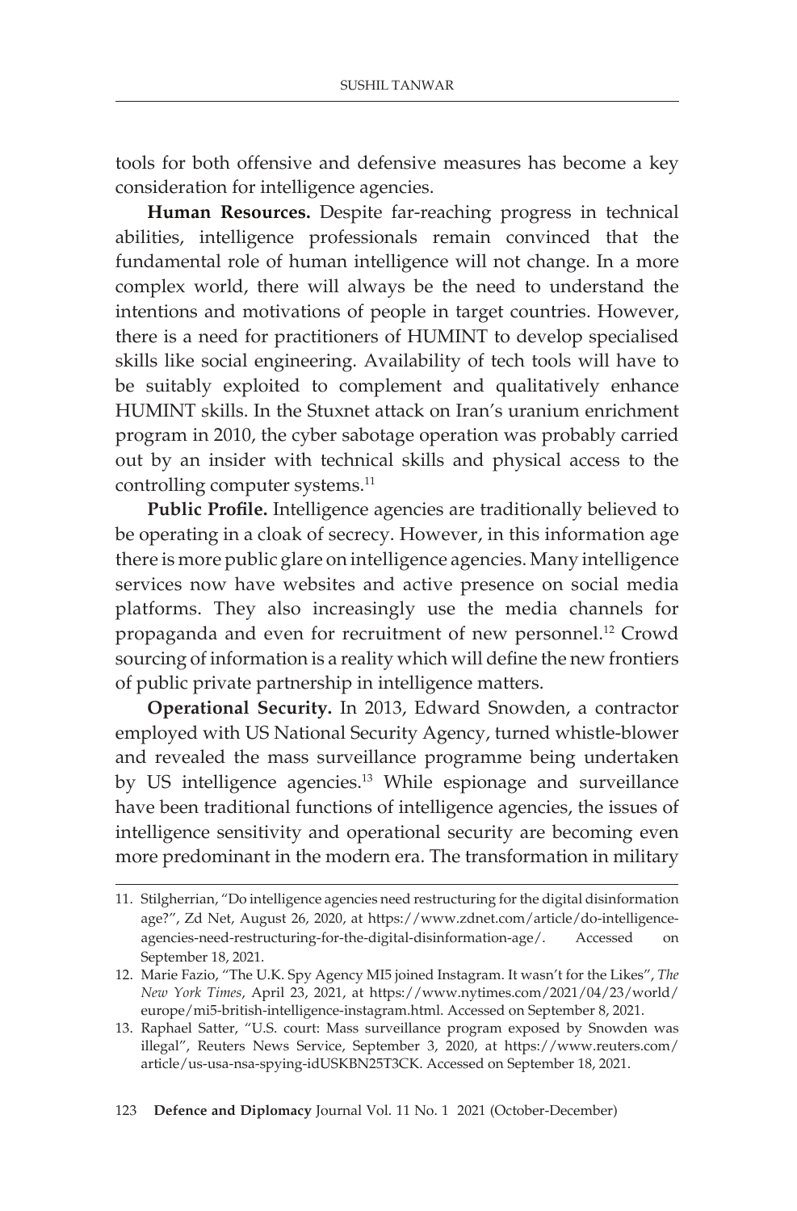tools for both offensive and defensive measures has become a key consideration for intelligence agencies.

**Human Resources.** Despite far-reaching progress in technical abilities, intelligence professionals remain convinced that the fundamental role of human intelligence will not change. In a more complex world, there will always be the need to understand the intentions and motivations of people in target countries. However, there is a need for practitioners of HUMINT to develop specialised skills like social engineering. Availability of tech tools will have to be suitably exploited to complement and qualitatively enhance HUMINT skills. In the Stuxnet attack on Iran's uranium enrichment program in 2010, the cyber sabotage operation was probably carried out by an insider with technical skills and physical access to the controlling computer systems.[11]

**Public Profile.** Intelligence agencies are traditionally believed to be operating in a cloak of secrecy. However, in this information age there is more public glare on intelligence agencies. Many intelligence services now have websites and active presence on social media platforms. They also increasingly use the media channels for propaganda and even for recruitment of new personnel.[12] Crowd sourcing of information is a reality which will define the new frontiers of public private partnership in intelligence matters.

**Operational Security.** In 2013, Edward Snowden, a contractor employed with US National Security Agency, turned whistle-blower and revealed the mass surveillance programme being undertaken by US intelligence agencies.[13] While espionage and surveillance have been traditional functions of intelligence agencies, the issues of intelligence sensitivity and operational security are becoming even more predominant in the modern era. The transformation in military

---

11. Stilgherrian, "Do intelligence agencies need restructuring for the digital disinformation age?", Zd Net, August 26, 2020, at https://www.zdnet.com/article/do-intelligence-agencies-need-restructuring-for-the-digital-disinformation-age/. Accessed on September 18, 2021.
12. Marie Fazio, "The U.K. Spy Agency MI5 joined Instagram. It wasn't for the Likes", *The New York Times*, April 23, 2021, at https://www.nytimes.com/2021/04/23/world/europe/mi5-british-intelligence-instagram.html. Accessed on September 8, 2021.
13. Raphael Satter, "U.S. court: Mass surveillance program exposed by Snowden was illegal", Reuters News Service, September 3, 2020, at https://www.reuters.com/article/us-usa-nsa-spying-idUSKBN25T3CK. Accessed on September 18, 2021.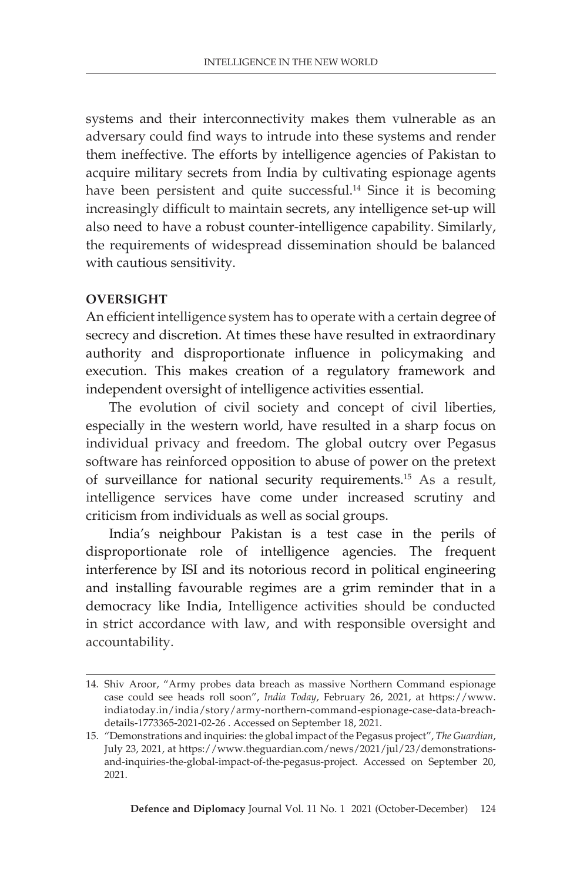systems and their interconnectivity makes them vulnerable as an adversary could find ways to intrude into these systems and render them ineffective. The efforts by intelligence agencies of Pakistan to acquire military secrets from India by cultivating espionage agents have been persistent and quite successful.[14] Since it is becoming increasingly difficult to maintain secrets, any intelligence set-up will also need to have a robust counter-intelligence capability. Similarly, the requirements of widespread dissemination should be balanced with cautious sensitivity.

**OVERSIGHT**

An efficient intelligence system has to operate with a certain degree of secrecy and discretion. At times these have resulted in extraordinary authority and disproportionate influence in policymaking and execution. This makes creation of a regulatory framework and independent oversight of intelligence activities essential.

The evolution of civil society and concept of civil liberties, especially in the western world, have resulted in a sharp focus on individual privacy and freedom. The global outcry over Pegasus software has reinforced opposition to abuse of power on the pretext of surveillance for national security requirements.[15] As a result, intelligence services have come under increased scrutiny and criticism from individuals as well as social groups.

India's neighbour Pakistan is a test case in the perils of disproportionate role of intelligence agencies. The frequent interference by ISI and its notorious record in political engineering and installing favourable regimes are a grim reminder that in a democracy like India, Intelligence activities should be conducted in strict accordance with law, and with responsible oversight and accountability.

---

14. Shiv Aroor, "Army probes data breach as massive Northern Command espionage case could see heads roll soon", *India Today*, February 26, 2021, at https://www.indiatoday.in/india/story/army-northern-command-espionage-case-data-breach-details-1773365-2021-02-26 . Accessed on September 18, 2021.
15. "Demonstrations and inquiries: the global impact of the Pegasus project", *The Guardian*, July 23, 2021, at https://www.theguardian.com/news/2021/jul/23/demonstrations-and-inquiries-the-global-impact-of-the-pegasus-project. Accessed on September 20, 2021.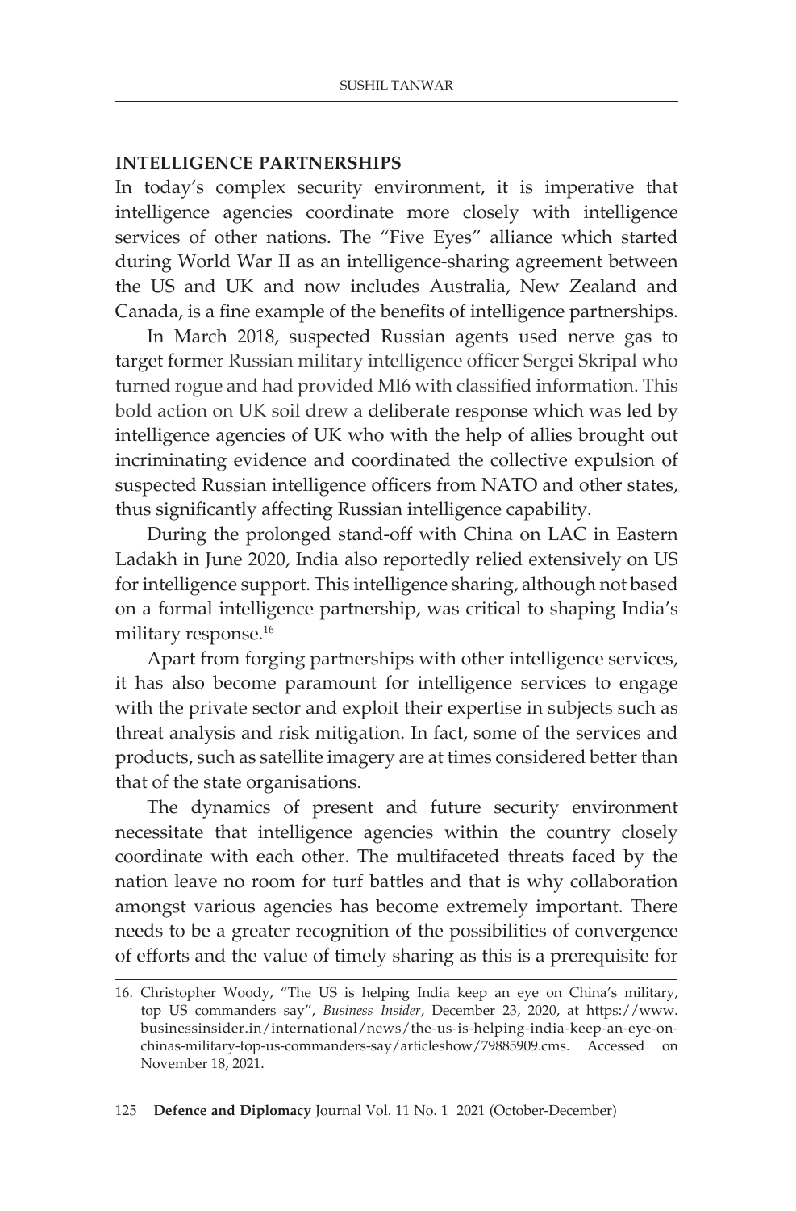**INTELLIGENCE PARTNERSHIPS**

In today's complex security environment, it is imperative that intelligence agencies coordinate more closely with intelligence services of other nations. The "Five Eyes" alliance which started during World War II as an intelligence-sharing agreement between the US and UK and now includes Australia, New Zealand and Canada, is a fine example of the benefits of intelligence partnerships.

In March 2018, suspected Russian agents used nerve gas to target former Russian military intelligence officer Sergei Skripal who turned rogue and had provided MI6 with classified information. This bold action on UK soil drew a deliberate response which was led by intelligence agencies of UK who with the help of allies brought out incriminating evidence and coordinated the collective expulsion of suspected Russian intelligence officers from NATO and other states, thus significantly affecting Russian intelligence capability.

During the prolonged stand-off with China on LAC in Eastern Ladakh in June 2020, India also reportedly relied extensively on US for intelligence support. This intelligence sharing, although not based on a formal intelligence partnership, was critical to shaping India's military response.[16]

Apart from forging partnerships with other intelligence services, it has also become paramount for intelligence services to engage with the private sector and exploit their expertise in subjects such as threat analysis and risk mitigation. In fact, some of the services and products, such as satellite imagery are at times considered better than that of the state organisations.

The dynamics of present and future security environment necessitate that intelligence agencies within the country closely coordinate with each other. The multifaceted threats faced by the nation leave no room for turf battles and that is why collaboration amongst various agencies has become extremely important. There needs to be a greater recognition of the possibilities of convergence of efforts and the value of timely sharing as this is a prerequisite for

16. Christopher Woody, "The US is helping India keep an eye on China's military, top US commanders say", *Business Insider*, December 23, 2020, at https://www.businessinsider.in/international/news/the-us-is-helping-india-keep-an-eye-on-chinas-military-top-us-commanders-say/articleshow/79885909.cms. Accessed on November 18, 2021.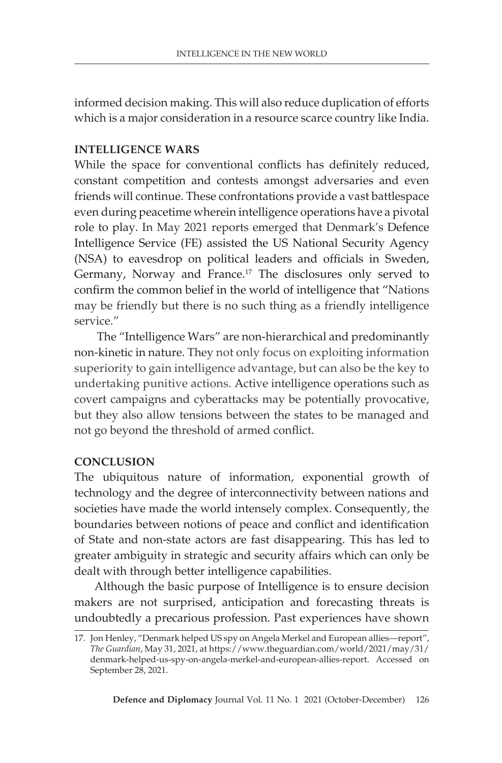informed decision making. This will also reduce duplication of efforts which is a major consideration in a resource scarce country like India.

## INTELLIGENCE WARS

While the space for conventional conflicts has definitely reduced, constant competition and contests amongst adversaries and even friends will continue. These confrontations provide a vast battlespace even during peacetime wherein intelligence operations have a pivotal role to play. In May 2021 reports emerged that Denmark's Defence Intelligence Service (FE) assisted the US National Security Agency (NSA) to eavesdrop on political leaders and officials in Sweden, Germany, Norway and France.[17] The disclosures only served to confirm the common belief in the world of intelligence that "Nations may be friendly but there is no such thing as a friendly intelligence service."

The "Intelligence Wars" are non-hierarchical and predominantly non-kinetic in nature. They not only focus on exploiting information superiority to gain intelligence advantage, but can also be the key to undertaking punitive actions. Active intelligence operations such as covert campaigns and cyberattacks may be potentially provocative, but they also allow tensions between the states to be managed and not go beyond the threshold of armed conflict.

## CONCLUSION

The ubiquitous nature of information, exponential growth of technology and the degree of interconnectivity between nations and societies have made the world intensely complex. Consequently, the boundaries between notions of peace and conflict and identification of State and non-state actors are fast disappearing. This has led to greater ambiguity in strategic and security affairs which can only be dealt with through better intelligence capabilities.

Although the basic purpose of Intelligence is to ensure decision makers are not surprised, anticipation and forecasting threats is undoubtedly a precarious profession. Past experiences have shown

---

17. Jon Henley, "Denmark helped US spy on Angela Merkel and European allies—report", *The Guardian*, May 31, 2021, at https://www.theguardian.com/world/2021/may/31/denmark-helped-us-spy-on-angela-merkel-and-european-allies-report. Accessed on September 28, 2021.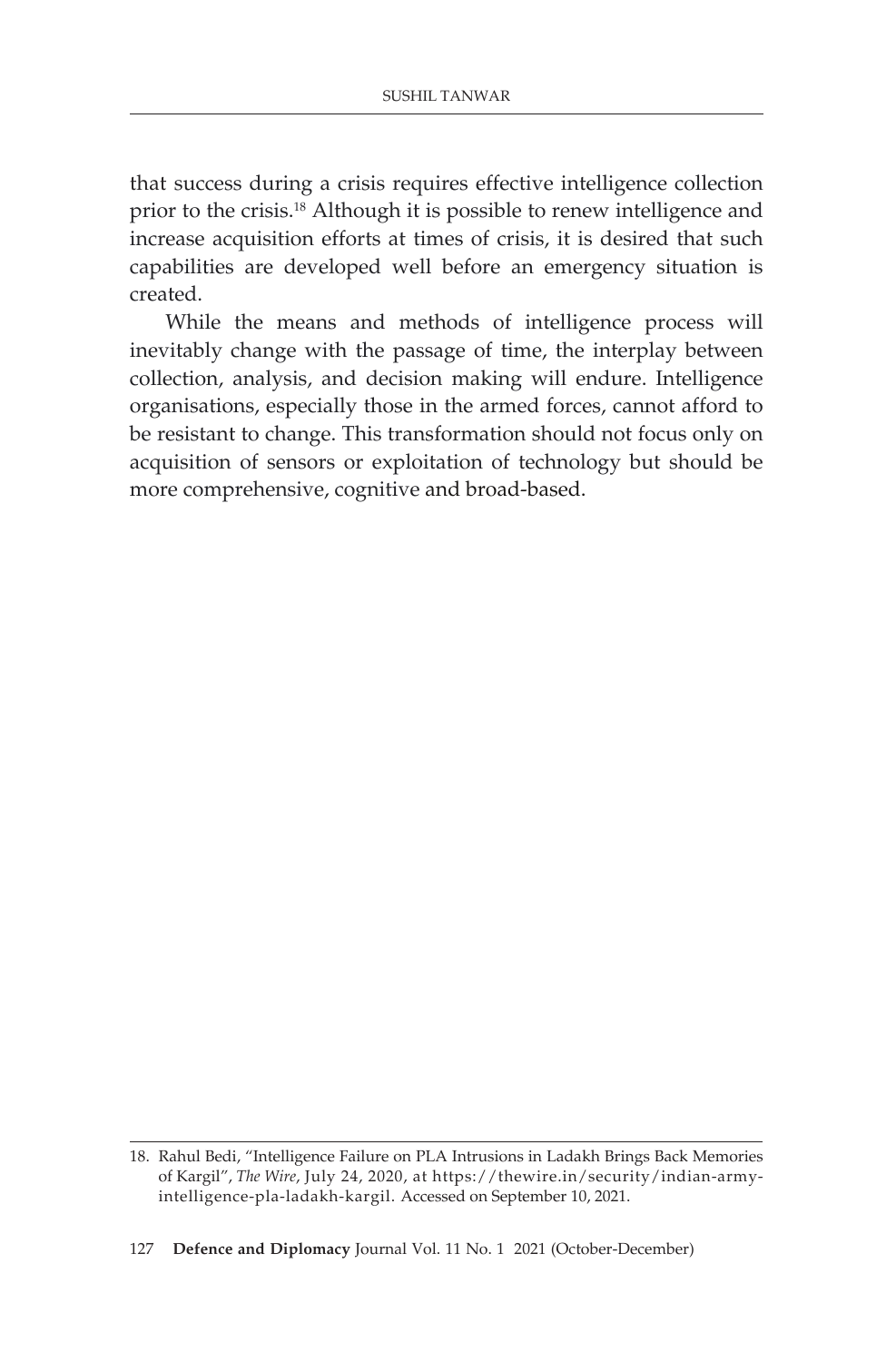that success during a crisis requires effective intelligence collection prior to the crisis.[18] Although it is possible to renew intelligence and increase acquisition efforts at times of crisis, it is desired that such capabilities are developed well before an emergency situation is created.

While the means and methods of intelligence process will inevitably change with the passage of time, the interplay between collection, analysis, and decision making will endure. Intelligence organisations, especially those in the armed forces, cannot afford to be resistant to change. This transformation should not focus only on acquisition of sensors or exploitation of technology but should be more comprehensive, cognitive and broad-based.

18. Rahul Bedi, "Intelligence Failure on PLA Intrusions in Ladakh Brings Back Memories of Kargil", *The Wire*, July 24, 2020, at https://thewire.in/security/indian-army-intelligence-pla-ladakh-kargil. Accessed on September 10, 2021.